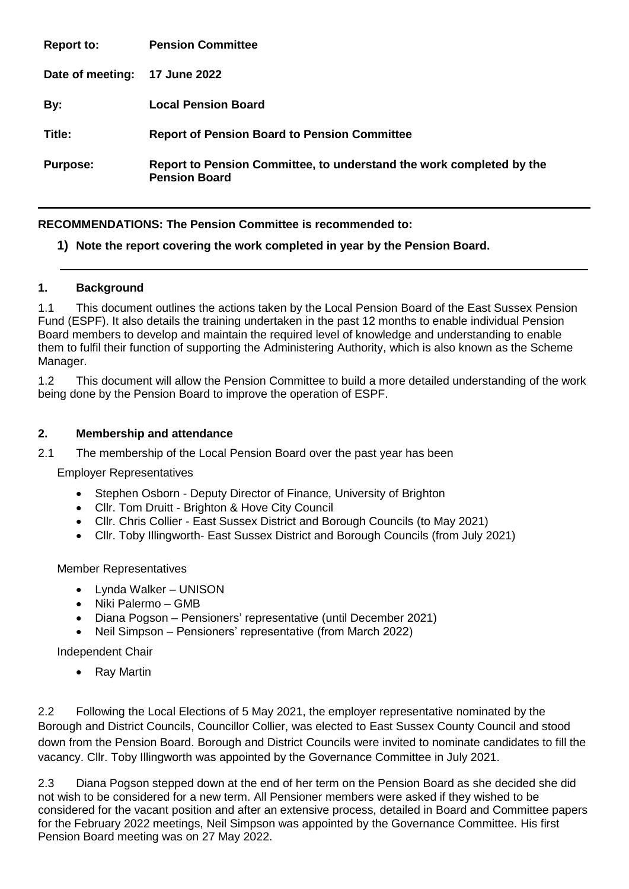| | |
|---|---|
| **Report to:** | **Pension Committee** |
| **Date of meeting:** | **17 June 2022** |
| **By:** | **Local Pension Board** |
| **Title:** | **Report of Pension Board to Pension Committee** |
| **Purpose:** | **Report to Pension Committee, to understand the work completed by the Pension Board** |

---

**RECOMMENDATIONS: The Pension Committee is recommended to:**

**1) Note the report covering the work completed in year by the Pension Board.**

---

## 1. Background

1.1 This document outlines the actions taken by the Local Pension Board of the East Sussex Pension Fund (ESPF). It also details the training undertaken in the past 12 months to enable individual Pension Board members to develop and maintain the required level of knowledge and understanding to enable them to fulfil their function of supporting the Administering Authority, which is also known as the Scheme Manager.

1.2 This document will allow the Pension Committee to build a more detailed understanding of the work being done by the Pension Board to improve the operation of ESPF.

## 2. Membership and attendance

2.1 The membership of the Local Pension Board over the past year has been

Employer Representatives

- Stephen Osborn - Deputy Director of Finance, University of Brighton
- Cllr. Tom Druitt - Brighton & Hove City Council
- Cllr. Chris Collier - East Sussex District and Borough Councils (to May 2021)
- Cllr. Toby Illingworth- East Sussex District and Borough Councils (from July 2021)

Member Representatives

- Lynda Walker – UNISON
- Niki Palermo – GMB
- Diana Pogson – Pensioners' representative (until December 2021)
- Neil Simpson – Pensioners' representative (from March 2022)

Independent Chair

- Ray Martin

2.2 Following the Local Elections of 5 May 2021, the employer representative nominated by the Borough and District Councils, Councillor Collier, was elected to East Sussex County Council and stood down from the Pension Board. Borough and District Councils were invited to nominate candidates to fill the vacancy. Cllr. Toby Illingworth was appointed by the Governance Committee in July 2021.

2.3 Diana Pogson stepped down at the end of her term on the Pension Board as she decided she did not wish to be considered for a new term. All Pensioner members were asked if they wished to be considered for the vacant position and after an extensive process, detailed in Board and Committee papers for the February 2022 meetings, Neil Simpson was appointed by the Governance Committee. His first Pension Board meeting was on 27 May 2022.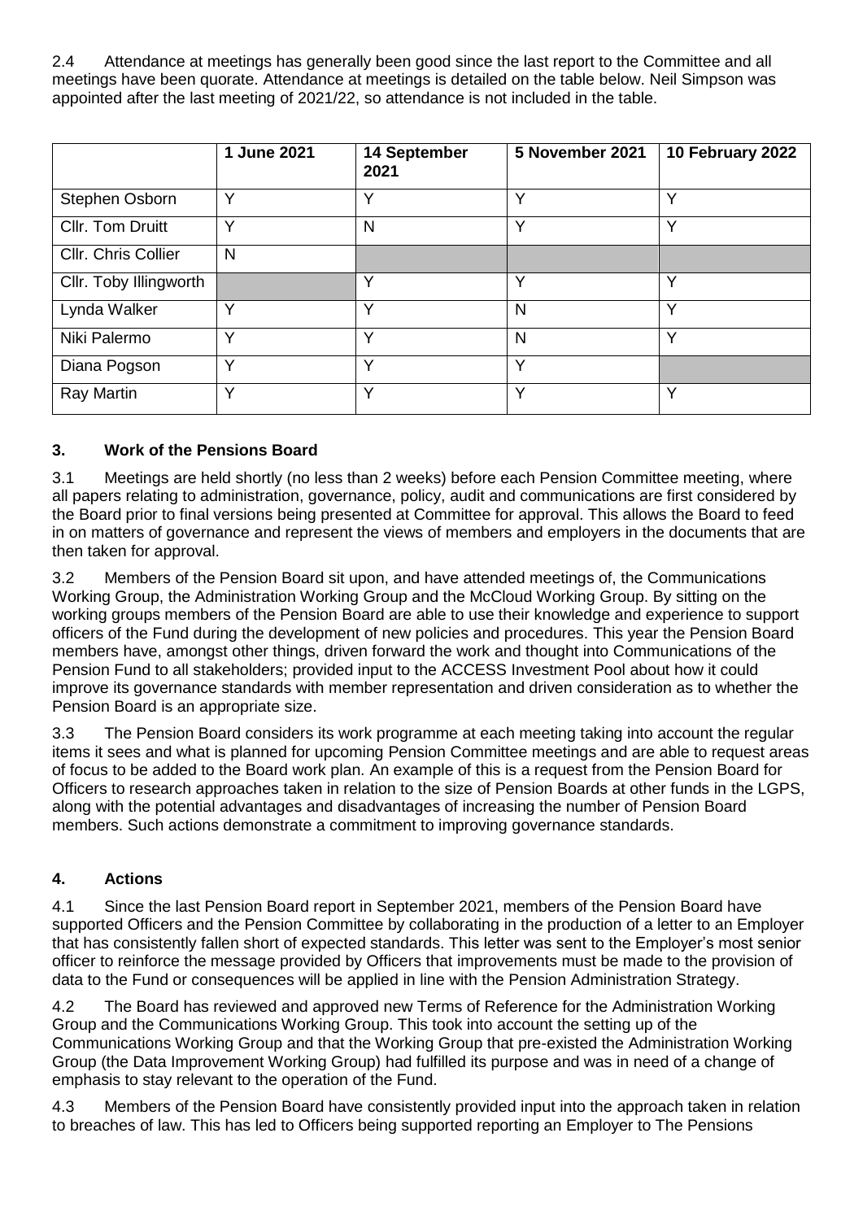2.4 Attendance at meetings has generally been good since the last report to the Committee and all meetings have been quorate. Attendance at meetings is detailed on the table below. Neil Simpson was appointed after the last meeting of 2021/22, so attendance is not included in the table.

| | 1 June 2021 | 14 September 2021 | 5 November 2021 | 10 February 2022 |
|---|---|---|---|---|
| Stephen Osborn | Y | Y | Y | Y |
| Cllr. Tom Druitt | Y | N | Y | Y |
| Cllr. Chris Collier | N | | | |
| Cllr. Toby Illingworth | | Y | Y | Y |
| Lynda Walker | Y | Y | N | Y |
| Niki Palermo | Y | Y | N | Y |
| Diana Pogson | Y | Y | Y | |
| Ray Martin | Y | Y | Y | Y |

### 3. Work of the Pensions Board

3.1 Meetings are held shortly (no less than 2 weeks) before each Pension Committee meeting, where all papers relating to administration, governance, policy, audit and communications are first considered by the Board prior to final versions being presented at Committee for approval. This allows the Board to feed in on matters of governance and represent the views of members and employers in the documents that are then taken for approval.

3.2 Members of the Pension Board sit upon, and have attended meetings of, the Communications Working Group, the Administration Working Group and the McCloud Working Group. By sitting on the working groups members of the Pension Board are able to use their knowledge and experience to support officers of the Fund during the development of new policies and procedures. This year the Pension Board members have, amongst other things, driven forward the work and thought into Communications of the Pension Fund to all stakeholders; provided input to the ACCESS Investment Pool about how it could improve its governance standards with member representation and driven consideration as to whether the Pension Board is an appropriate size.

3.3 The Pension Board considers its work programme at each meeting taking into account the regular items it sees and what is planned for upcoming Pension Committee meetings and are able to request areas of focus to be added to the Board work plan. An example of this is a request from the Pension Board for Officers to research approaches taken in relation to the size of Pension Boards at other funds in the LGPS, along with the potential advantages and disadvantages of increasing the number of Pension Board members. Such actions demonstrate a commitment to improving governance standards.

### 4. Actions

4.1 Since the last Pension Board report in September 2021, members of the Pension Board have supported Officers and the Pension Committee by collaborating in the production of a letter to an Employer that has consistently fallen short of expected standards. This letter was sent to the Employer's most senior officer to reinforce the message provided by Officers that improvements must be made to the provision of data to the Fund or consequences will be applied in line with the Pension Administration Strategy.

4.2 The Board has reviewed and approved new Terms of Reference for the Administration Working Group and the Communications Working Group. This took into account the setting up of the Communications Working Group and that the Working Group that pre-existed the Administration Working Group (the Data Improvement Working Group) had fulfilled its purpose and was in need of a change of emphasis to stay relevant to the operation of the Fund.

4.3 Members of the Pension Board have consistently provided input into the approach taken in relation to breaches of law. This has led to Officers being supported reporting an Employer to The Pensions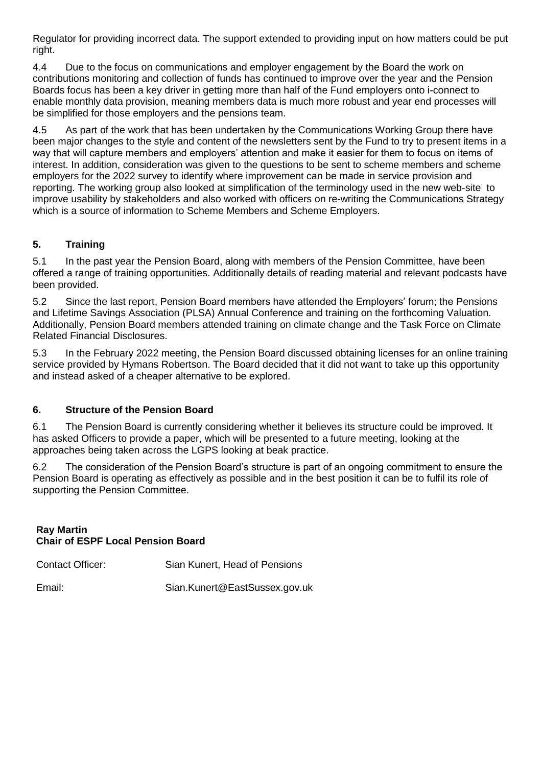Regulator for providing incorrect data. The support extended to providing input on how matters could be put right.

4.4 Due to the focus on communications and employer engagement by the Board the work on contributions monitoring and collection of funds has continued to improve over the year and the Pension Boards focus has been a key driver in getting more than half of the Fund employers onto i-connect to enable monthly data provision, meaning members data is much more robust and year end processes will be simplified for those employers and the pensions team.

4.5 As part of the work that has been undertaken by the Communications Working Group there have been major changes to the style and content of the newsletters sent by the Fund to try to present items in a way that will capture members and employers' attention and make it easier for them to focus on items of interest. In addition, consideration was given to the questions to be sent to scheme members and scheme employers for the 2022 survey to identify where improvement can be made in service provision and reporting. The working group also looked at simplification of the terminology used in the new web-site to improve usability by stakeholders and also worked with officers on re-writing the Communications Strategy which is a source of information to Scheme Members and Scheme Employers.

## 5. Training

5.1 In the past year the Pension Board, along with members of the Pension Committee, have been offered a range of training opportunities. Additionally details of reading material and relevant podcasts have been provided.

5.2 Since the last report, Pension Board members have attended the Employers' forum; the Pensions and Lifetime Savings Association (PLSA) Annual Conference and training on the forthcoming Valuation. Additionally, Pension Board members attended training on climate change and the Task Force on Climate Related Financial Disclosures.

5.3 In the February 2022 meeting, the Pension Board discussed obtaining licenses for an online training service provided by Hymans Robertson. The Board decided that it did not want to take up this opportunity and instead asked of a cheaper alternative to be explored.

## 6. Structure of the Pension Board

6.1 The Pension Board is currently considering whether it believes its structure could be improved. It has asked Officers to provide a paper, which will be presented to a future meeting, looking at the approaches being taken across the LGPS looking at beak practice.

6.2 The consideration of the Pension Board's structure is part of an ongoing commitment to ensure the Pension Board is operating as effectively as possible and in the best position it can be to fulfil its role of supporting the Pension Committee.

**Ray Martin**
**Chair of ESPF Local Pension Board**

Contact Officer: Sian Kunert, Head of Pensions

Email: Sian.Kunert@EastSussex.gov.uk